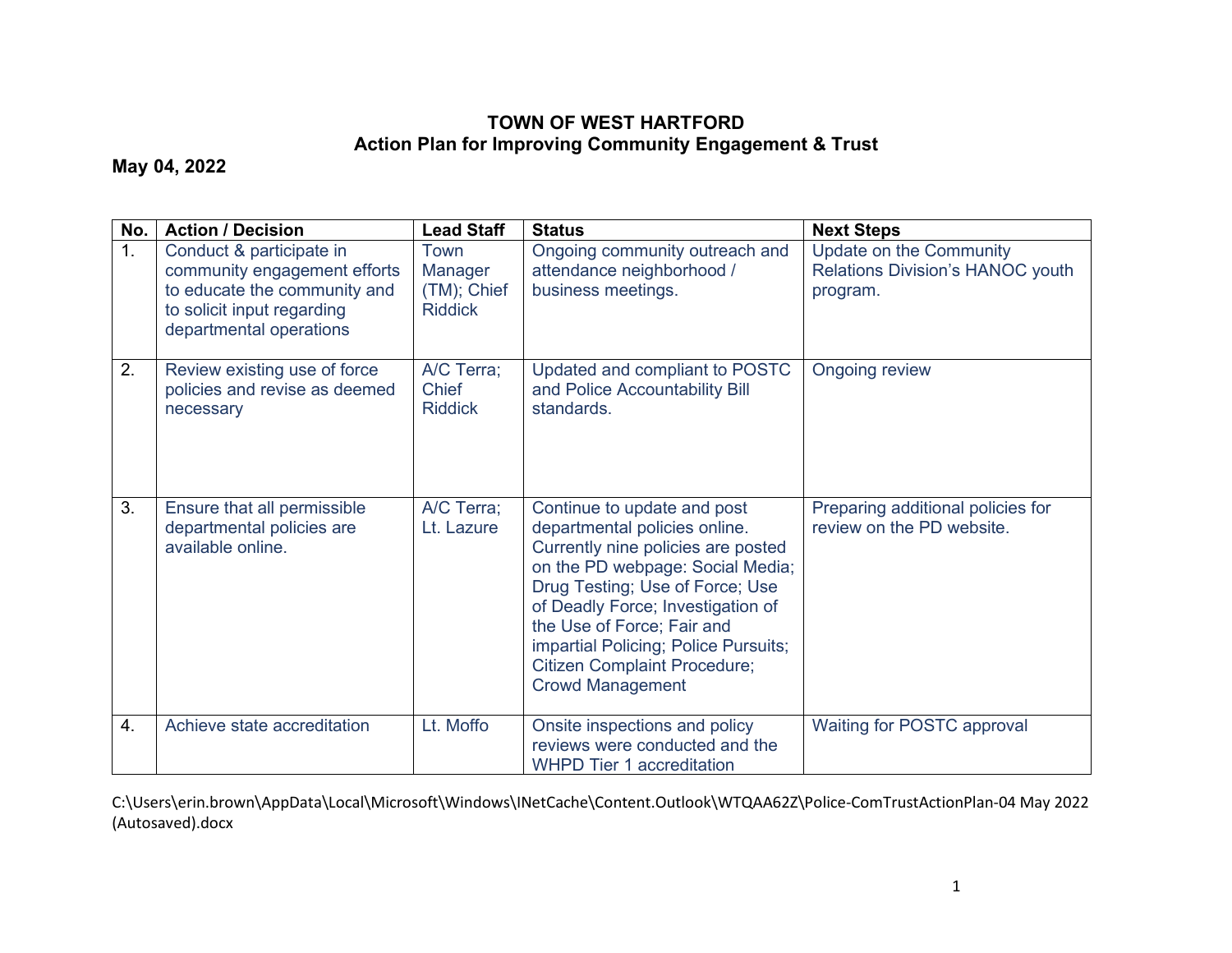# TOWN OF WEST HARTFORD
## Action Plan for Improving Community Engagement & Trust

**May 04, 2022**

| No. | Action / Decision | Lead Staff | Status | Next Steps |
|---|---|---|---|---|
| 1. | Conduct & participate in community engagement efforts to educate the community and to solicit input regarding departmental operations | Town Manager (TM); Chief Riddick | Ongoing community outreach and attendance neighborhood / business meetings. | Update on the Community Relations Division's HANOC youth program. |
| 2. | Review existing use of force policies and revise as deemed necessary | A/C Terra; Chief Riddick | Updated and compliant to POSTC and Police Accountability Bill standards. | Ongoing review |
| 3. | Ensure that all permissible departmental policies are available online. | A/C Terra; Lt. Lazure | Continue to update and post departmental policies online. Currently nine policies are posted on the PD webpage: Social Media; Drug Testing; Use of Force; Use of Deadly Force; Investigation of the Use of Force; Fair and impartial Policing; Police Pursuits; Citizen Complaint Procedure; Crowd Management | Preparing additional policies for review on the PD website. |
| 4. | Achieve state accreditation | Lt. Moffo | Onsite inspections and policy reviews were conducted and the WHPD Tier 1 accreditation | Waiting for POSTC approval |

C:\Users\erin.brown\AppData\Local\Microsoft\Windows\INetCache\Content.Outlook\WTQAA62Z\Police-ComTrustActionPlan-04 May 2022 (Autosaved).docx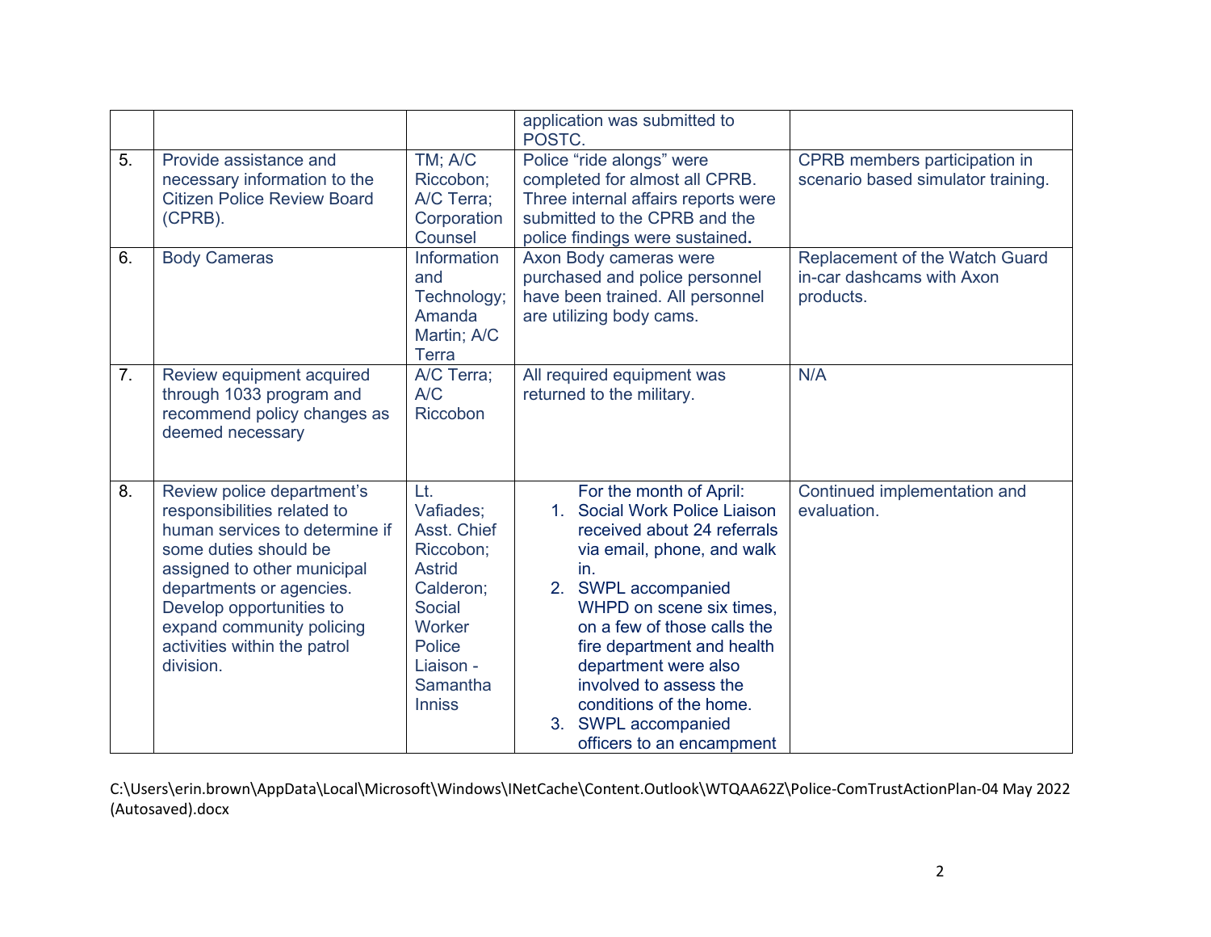| | | | | |
|---|---|---|---|---|
| | | | application was submitted to POSTC. | |
| 5. | Provide assistance and necessary information to the Citizen Police Review Board (CPRB). | TM; A/C Riccobon; A/C Terra; Corporation Counsel | Police "ride alongs" were completed for almost all CPRB. Three internal affairs reports were submitted to the CPRB and the police findings were sustained**.** | CPRB members participation in scenario based simulator training. |
| 6. | Body Cameras | Information and Technology; Amanda Martin; A/C Terra | Axon Body cameras were purchased and police personnel have been trained. All personnel are utilizing body cams. | Replacement of the Watch Guard in-car dashcams with Axon products. |
| 7. | Review equipment acquired through 1033 program and recommend policy changes as deemed necessary | A/C Terra; A/C Riccobon | All required equipment was returned to the military. | N/A |
| 8. | Review police department's responsibilities related to human services to determine if some duties should be assigned to other municipal departments or agencies. Develop opportunities to expand community policing activities within the patrol division. | Lt. Vafiades; Asst. Chief Riccobon; Astrid Calderon; Social Worker Police Liaison - Samantha Inniss | For the month of April: 1. Social Work Police Liaison received about 24 referrals via email, phone, and walk in. 2. SWPL accompanied WHPD on scene six times, on a few of those calls the fire department and health department were also involved to assess the conditions of the home. 3. SWPL accompanied officers to an encampment | Continued implementation and evaluation. |

C:\Users\erin.brown\AppData\Local\Microsoft\Windows\INetCache\Content.Outlook\WTQAA62Z\Police-ComTrustActionPlan-04 May 2022 (Autosaved).docx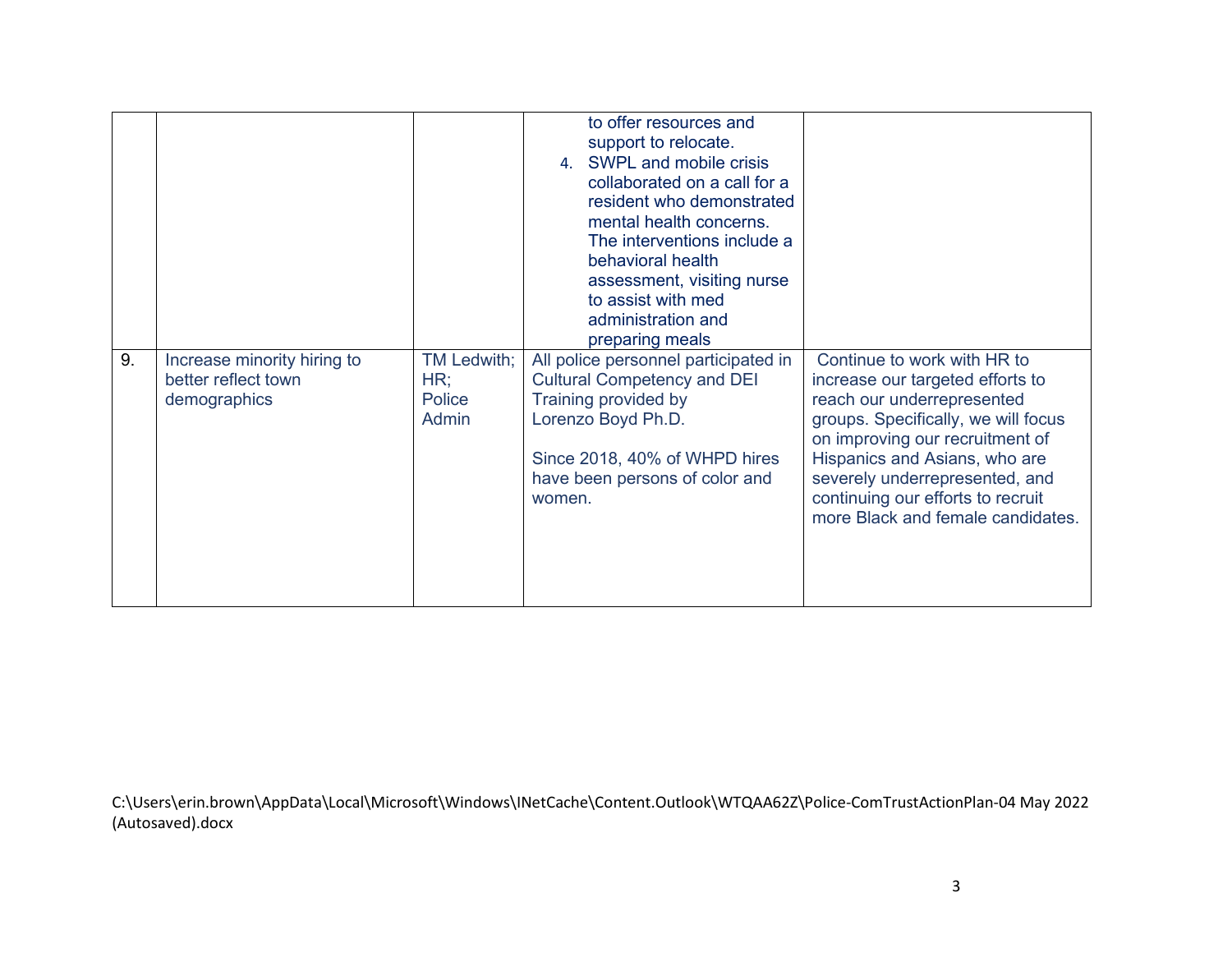| | | | | |
|---|---|---|---|---|
| | | | to offer resources and support to relocate.<br>4. SWPL and mobile crisis collaborated on a call for a resident who demonstrated mental health concerns. The interventions include a behavioral health assessment, visiting nurse to assist with med administration and preparing meals | |
| 9. | Increase minority hiring to better reflect town demographics | TM Ledwith; HR; Police Admin | All police personnel participated in Cultural Competency and DEI Training provided by Lorenzo Boyd Ph.D.<br><br>Since 2018, 40% of WHPD hires have been persons of color and women. | Continue to work with HR to increase our targeted efforts to reach our underrepresented groups. Specifically, we will focus on improving our recruitment of Hispanics and Asians, who are severely underrepresented, and continuing our efforts to recruit more Black and female candidates. |

C:\Users\erin.brown\AppData\Local\Microsoft\Windows\INetCache\Content.Outlook\WTQAA62Z\Police-ComTrustActionPlan-04 May 2022 (Autosaved).docx